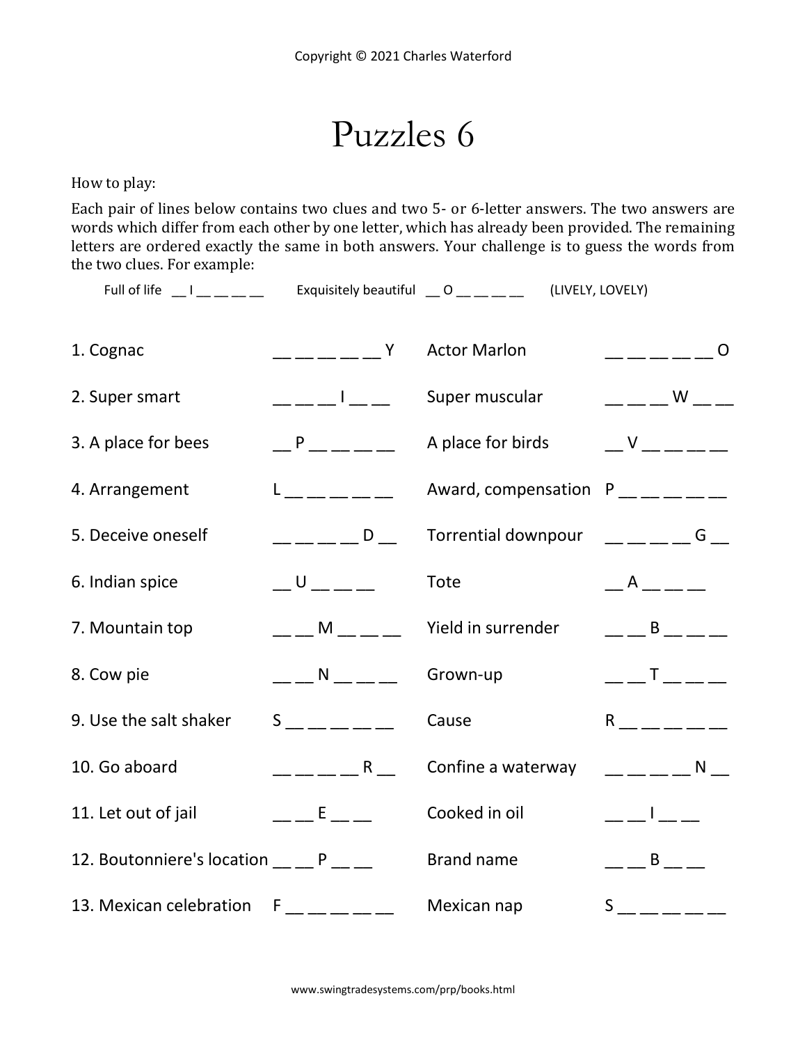Copyright © 2021 Charles Waterford

# Puzzles 6

How to play:

Each pair of lines below contains two clues and two 5- or 6-letter answers. The two answers are words which differ from each other by one letter, which has already been provided. The remaining letters are ordered exactly the same in both answers. Your challenge is to guess the words from the two clues. For example:

Full of life __ I __ __ __ __ Exquisitely beautiful __ O __ __ __ __ (LIVELY, LOVELY)

| Clue | Answer | Clue | Answer |
|---|---|---|---|
| 1. Cognac | __ __ __ __ __ Y | Actor Marlon | __ __ __ __ __ O |
| 2. Super smart | __ __ __ I __ __ | Super muscular | __ __ __ W __ __ |
| 3. A place for bees | __ P __ __ __ __ | A place for birds | __ V __ __ __ __ |
| 4. Arrangement | L __ __ __ __ __ | Award, compensation | P __ __ __ __ __ |
| 5. Deceive oneself | __ __ __ __ D __ | Torrential downpour | __ __ __ __ G __ |
| 6. Indian spice | __ U __ __ __ | Tote | __ A __ __ __ |
| 7. Mountain top | __ __ M __ __ __ | Yield in surrender | __ __ B __ __ __ |
| 8. Cow pie | __ __ N __ __ __ | Grown-up | __ __ T __ __ __ |
| 9. Use the salt shaker | S __ __ __ __ __ | Cause | R __ __ __ __ __ |
| 10. Go aboard | __ __ __ __ R __ | Confine a waterway | __ __ __ __ N __ |
| 11. Let out of jail | __ __ E __ __ | Cooked in oil | __ __ I __ __ |
| 12. Boutonniere's location | __ __ P __ __ | Brand name | __ __ B __ __ |
| 13. Mexican celebration | F __ __ __ __ __ | Mexican nap | S __ __ __ __ __ |

www.swingtradesystems.com/prp/books.html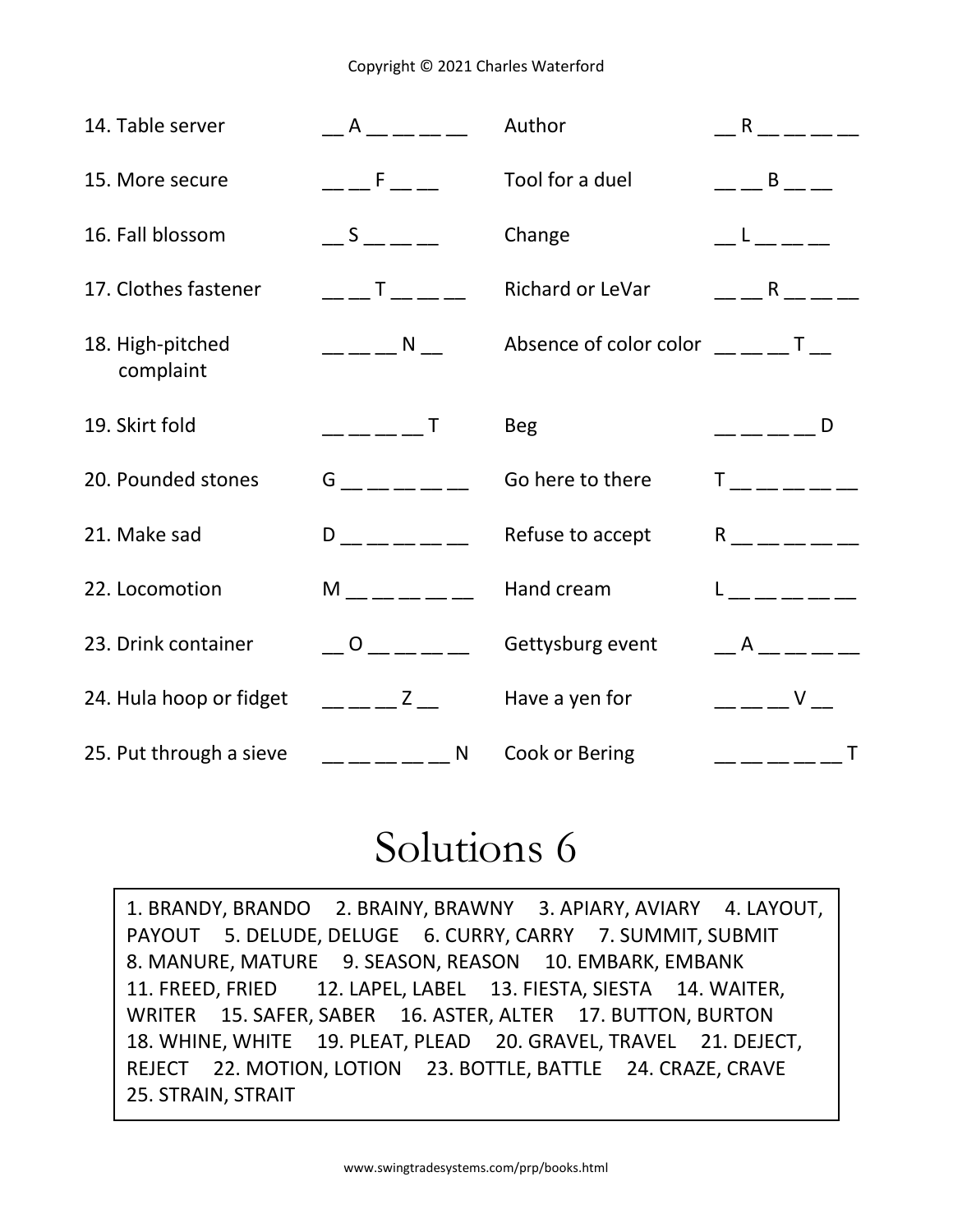| | | | |
|---|---|---|---|
| 14. Table server | \_\_ A \_\_ \_\_ \_\_ \_\_ | Author | \_\_ R \_\_ \_\_ \_\_ \_\_ |
| 15. More secure | \_\_ \_\_ F \_\_ \_\_ | Tool for a duel | \_\_ \_\_ B \_\_ \_\_ |
| 16. Fall blossom | \_\_ S \_\_ \_\_ \_\_ | Change | \_\_ L \_\_ \_\_ \_\_ |
| 17. Clothes fastener | \_\_ \_\_ T \_\_ \_\_ \_\_ | Richard or LeVar | \_\_ \_\_ R \_\_ \_\_ \_\_ |
| 18. High-pitched complaint | \_\_ \_\_ \_\_ N \_\_ | Absence of color color | \_\_ \_\_ \_\_ T \_\_ |
| 19. Skirt fold | \_\_ \_\_ \_\_ \_\_ T | Beg | \_\_ \_\_ \_\_ \_\_ D |
| 20. Pounded stones | G \_\_ \_\_ \_\_ \_\_ \_\_ | Go here to there | T \_\_ \_\_ \_\_ \_\_ \_\_ |
| 21. Make sad | D \_\_ \_\_ \_\_ \_\_ \_\_ | Refuse to accept | R \_\_ \_\_ \_\_ \_\_ \_\_ |
| 22. Locomotion | M \_\_ \_\_ \_\_ \_\_ \_\_ | Hand cream | L \_\_ \_\_ \_\_ \_\_ \_\_ |
| 23. Drink container | \_\_ O \_\_ \_\_ \_\_ \_\_ | Gettysburg event | \_\_ A \_\_ \_\_ \_\_ \_\_ |
| 24. Hula hoop or fidget | \_\_ \_\_ \_\_ Z \_\_ | Have a yen for | \_\_ \_\_ \_\_ V \_\_ |
| 25. Put through a sieve | \_\_ \_\_ \_\_ \_\_ \_\_ N | Cook or Bering | \_\_ \_\_ \_\_ \_\_ \_\_ T |

# Solutions 6

1. BRANDY, BRANDO 2. BRAINY, BRAWNY 3. APIARY, AVIARY 4. LAYOUT, PAYOUT 5. DELUDE, DELUGE 6. CURRY, CARRY 7. SUMMIT, SUBMIT 8. MANURE, MATURE 9. SEASON, REASON 10. EMBARK, EMBANK 11. FREED, FRIED 12. LAPEL, LABEL 13. FIESTA, SIESTA 14. WAITER, WRITER 15. SAFER, SABER 16. ASTER, ALTER 17. BUTTON, BURTON 18. WHINE, WHITE 19. PLEAT, PLEAD 20. GRAVEL, TRAVEL 21. DEJECT, REJECT 22. MOTION, LOTION 23. BOTTLE, BATTLE 24. CRAZE, CRAVE 25. STRAIN, STRAIT